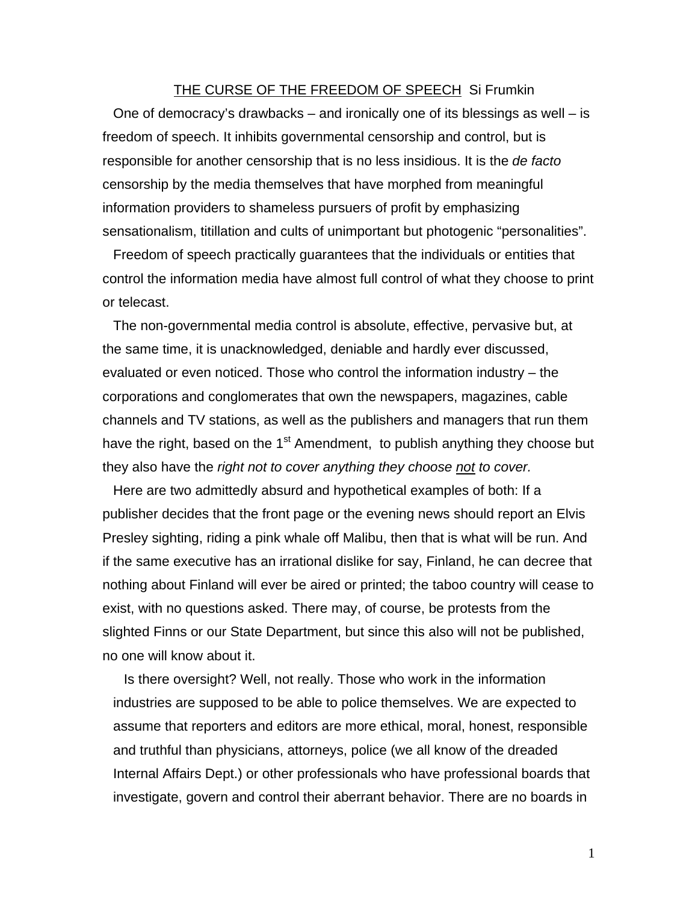<u>THE CURSE OF THE FREEDOM OF SPEECH</u> Si Frumkin

One of democracy's drawbacks – and ironically one of its blessings as well – is freedom of speech. It inhibits governmental censorship and control, but is responsible for another censorship that is no less insidious. It is the *de facto* censorship by the media themselves that have morphed from meaningful information providers to shameless pursuers of profit by emphasizing sensationalism, titillation and cults of unimportant but photogenic "personalities".

Freedom of speech practically guarantees that the individuals or entities that control the information media have almost full control of what they choose to print or telecast.

The non-governmental media control is absolute, effective, pervasive but, at the same time, it is unacknowledged, deniable and hardly ever discussed, evaluated or even noticed. Those who control the information industry – the corporations and conglomerates that own the newspapers, magazines, cable channels and TV stations, as well as the publishers and managers that run them have the right, based on the 1st Amendment, to publish anything they choose but they also have the *right not to cover anything they choose <u>not</u> to cover.*

Here are two admittedly absurd and hypothetical examples of both: If a publisher decides that the front page or the evening news should report an Elvis Presley sighting, riding a pink whale off Malibu, then that is what will be run. And if the same executive has an irrational dislike for say, Finland, he can decree that nothing about Finland will ever be aired or printed; the taboo country will cease to exist, with no questions asked. There may, of course, be protests from the slighted Finns or our State Department, but since this also will not be published, no one will know about it.

Is there oversight? Well, not really. Those who work in the information industries are supposed to be able to police themselves. We are expected to assume that reporters and editors are more ethical, moral, honest, responsible and truthful than physicians, attorneys, police (we all know of the dreaded Internal Affairs Dept.) or other professionals who have professional boards that investigate, govern and control their aberrant behavior. There are no boards in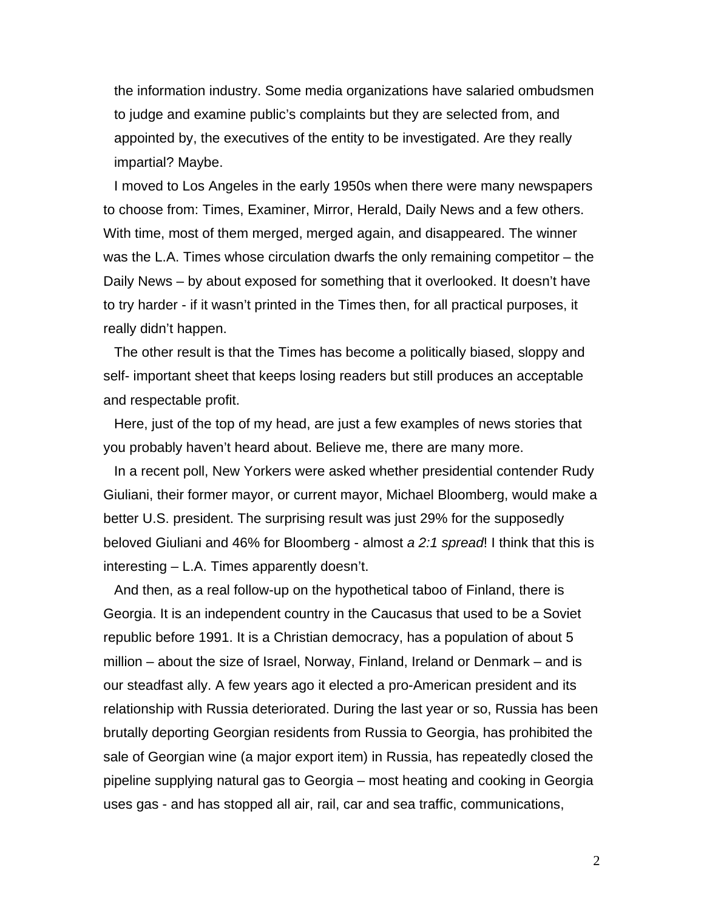the information industry. Some media organizations have salaried ombudsmen to judge and examine public's complaints but they are selected from, and appointed by, the executives of the entity to be investigated. Are they really impartial? Maybe.

I moved to Los Angeles in the early 1950s when there were many newspapers to choose from: Times, Examiner, Mirror, Herald, Daily News and a few others. With time, most of them merged, merged again, and disappeared. The winner was the L.A. Times whose circulation dwarfs the only remaining competitor – the Daily News – by about exposed for something that it overlooked. It doesn't have to try harder - if it wasn't printed in the Times then, for all practical purposes, it really didn't happen.

The other result is that the Times has become a politically biased, sloppy and self- important sheet that keeps losing readers but still produces an acceptable and respectable profit.

Here, just of the top of my head, are just a few examples of news stories that you probably haven't heard about. Believe me, there are many more.

In a recent poll, New Yorkers were asked whether presidential contender Rudy Giuliani, their former mayor, or current mayor, Michael Bloomberg, would make a better U.S. president. The surprising result was just 29% for the supposedly beloved Giuliani and 46% for Bloomberg - almost *a 2:1 spread*! I think that this is interesting – L.A. Times apparently doesn't.

And then, as a real follow-up on the hypothetical taboo of Finland, there is Georgia. It is an independent country in the Caucasus that used to be a Soviet republic before 1991. It is a Christian democracy, has a population of about 5 million – about the size of Israel, Norway, Finland, Ireland or Denmark – and is our steadfast ally. A few years ago it elected a pro-American president and its relationship with Russia deteriorated. During the last year or so, Russia has been brutally deporting Georgian residents from Russia to Georgia, has prohibited the sale of Georgian wine (a major export item) in Russia, has repeatedly closed the pipeline supplying natural gas to Georgia – most heating and cooking in Georgia uses gas - and has stopped all air, rail, car and sea traffic, communications,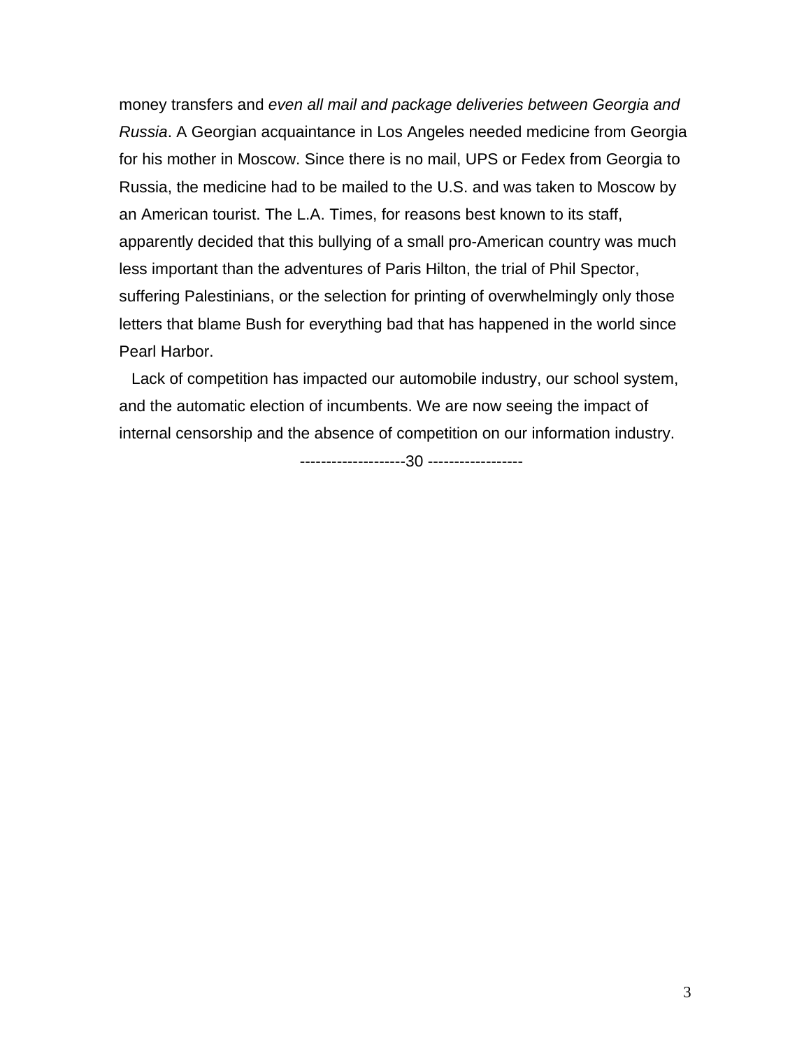money transfers and *even all mail and package deliveries between Georgia and Russia*. A Georgian acquaintance in Los Angeles needed medicine from Georgia for his mother in Moscow. Since there is no mail, UPS or Fedex from Georgia to Russia, the medicine had to be mailed to the U.S. and was taken to Moscow by an American tourist. The L.A. Times, for reasons best known to its staff, apparently decided that this bullying of a small pro-American country was much less important than the adventures of Paris Hilton, the trial of Phil Spector, suffering Palestinians, or the selection for printing of overwhelmingly only those letters that blame Bush for everything bad that has happened in the world since Pearl Harbor.

Lack of competition has impacted our automobile industry, our school system, and the automatic election of incumbents. We are now seeing the impact of internal censorship and the absence of competition on our information industry.

--------------------30 ------------------